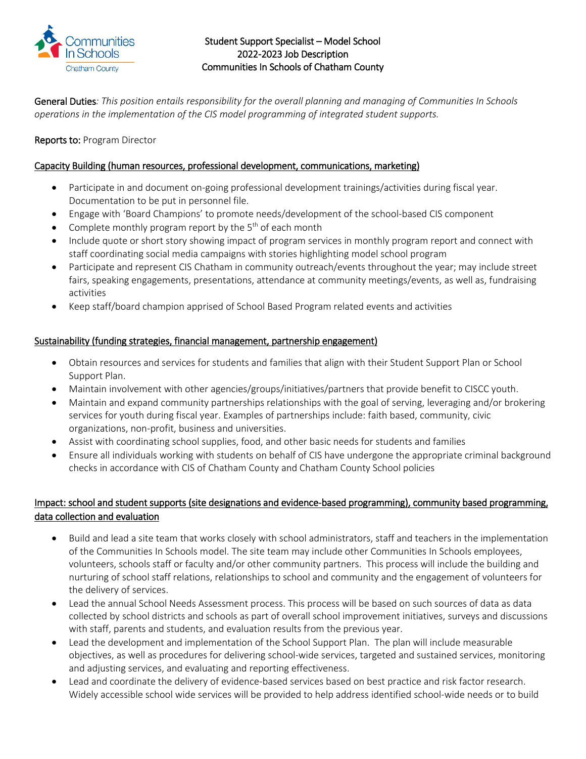# Student Support Specialist – Model School
## 2022-2023 Job Description
## Communities In Schools of Chatham County

**General Duties**: *This position entails responsibility for the overall planning and managing of Communities In Schools operations in the implementation of the CIS model programming of integrated student supports.*

**Reports to:** Program Director

### Capacity Building (human resources, professional development, communications, marketing)

- Participate in and document on-going professional development trainings/activities during fiscal year. Documentation to be put in personnel file.
- Engage with 'Board Champions' to promote needs/development of the school-based CIS component
- Complete monthly program report by the 5th of each month
- Include quote or short story showing impact of program services in monthly program report and connect with staff coordinating social media campaigns with stories highlighting model school program
- Participate and represent CIS Chatham in community outreach/events throughout the year; may include street fairs, speaking engagements, presentations, attendance at community meetings/events, as well as, fundraising activities
- Keep staff/board champion apprised of School Based Program related events and activities

### Sustainability (funding strategies, financial management, partnership engagement)

- Obtain resources and services for students and families that align with their Student Support Plan or School Support Plan.
- Maintain involvement with other agencies/groups/initiatives/partners that provide benefit to CISCC youth.
- Maintain and expand community partnerships relationships with the goal of serving, leveraging and/or brokering services for youth during fiscal year. Examples of partnerships include: faith based, community, civic organizations, non-profit, business and universities.
- Assist with coordinating school supplies, food, and other basic needs for students and families
- Ensure all individuals working with students on behalf of CIS have undergone the appropriate criminal background checks in accordance with CIS of Chatham County and Chatham County School policies

### Impact: school and student supports (site designations and evidence-based programming), community based programming, data collection and evaluation

- Build and lead a site team that works closely with school administrators, staff and teachers in the implementation of the Communities In Schools model. The site team may include other Communities In Schools employees, volunteers, schools staff or faculty and/or other community partners. This process will include the building and nurturing of school staff relations, relationships to school and community and the engagement of volunteers for the delivery of services.
- Lead the annual School Needs Assessment process. This process will be based on such sources of data as data collected by school districts and schools as part of overall school improvement initiatives, surveys and discussions with staff, parents and students, and evaluation results from the previous year.
- Lead the development and implementation of the School Support Plan. The plan will include measurable objectives, as well as procedures for delivering school-wide services, targeted and sustained services, monitoring and adjusting services, and evaluating and reporting effectiveness.
- Lead and coordinate the delivery of evidence-based services based on best practice and risk factor research. Widely accessible school wide services will be provided to help address identified school-wide needs or to build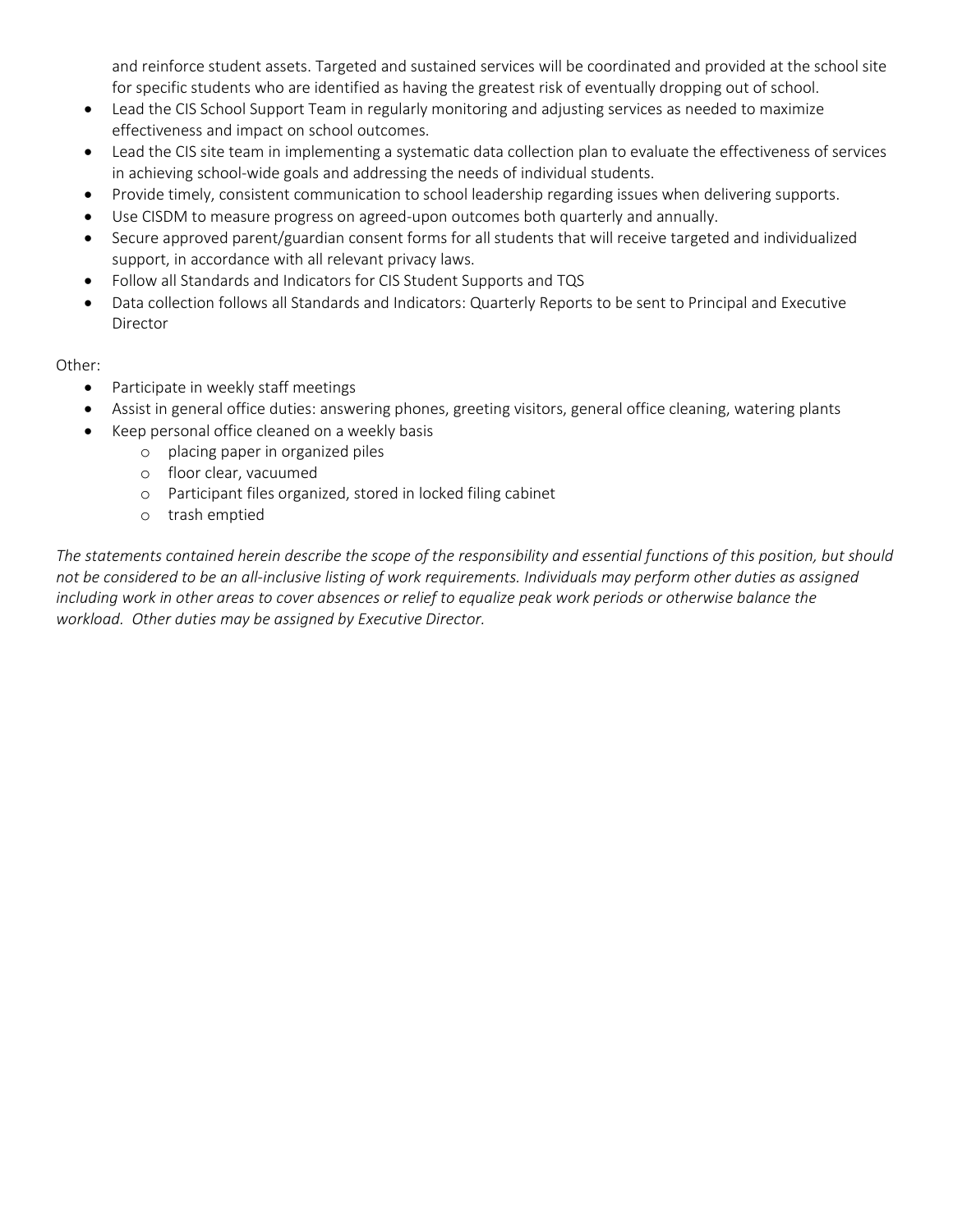and reinforce student assets. Targeted and sustained services will be coordinated and provided at the school site for specific students who are identified as having the greatest risk of eventually dropping out of school.

- Lead the CIS School Support Team in regularly monitoring and adjusting services as needed to maximize effectiveness and impact on school outcomes.
- Lead the CIS site team in implementing a systematic data collection plan to evaluate the effectiveness of services in achieving school-wide goals and addressing the needs of individual students.
- Provide timely, consistent communication to school leadership regarding issues when delivering supports.
- Use CISDM to measure progress on agreed-upon outcomes both quarterly and annually.
- Secure approved parent/guardian consent forms for all students that will receive targeted and individualized support, in accordance with all relevant privacy laws.
- Follow all Standards and Indicators for CIS Student Supports and TQS
- Data collection follows all Standards and Indicators: Quarterly Reports to be sent to Principal and Executive Director

Other:

- Participate in weekly staff meetings
- Assist in general office duties: answering phones, greeting visitors, general office cleaning, watering plants
- Keep personal office cleaned on a weekly basis
  - placing paper in organized piles
  - floor clear, vacuumed
  - Participant files organized, stored in locked filing cabinet
  - trash emptied

*The statements contained herein describe the scope of the responsibility and essential functions of this position, but should not be considered to be an all-inclusive listing of work requirements. Individuals may perform other duties as assigned including work in other areas to cover absences or relief to equalize peak work periods or otherwise balance the workload. Other duties may be assigned by Executive Director.*